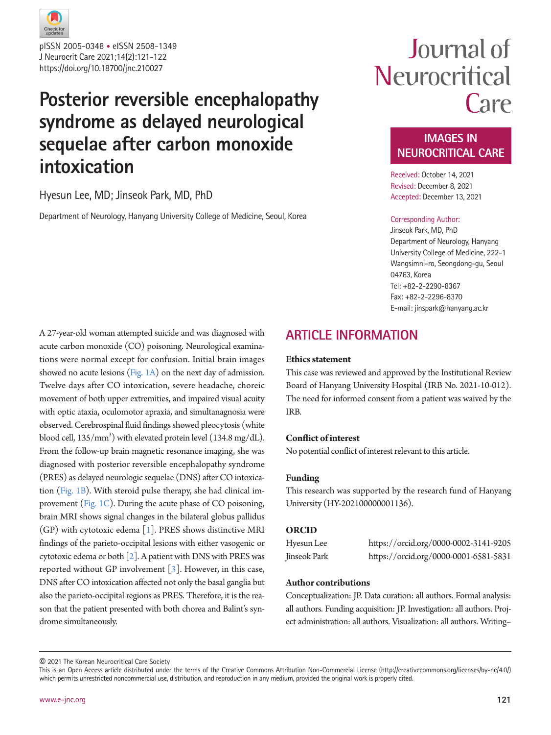# Posterior reversible encephalopathy syndrome as delayed neurological sequelae after carbon monoxide intoxication

Hyesun Lee, MD; Jinseok Park, MD, PhD

Department of Neurology, Hanyang University College of Medicine, Seoul, Korea

IMAGES IN NEUROCRITICAL CARE

Received: October 14, 2021
Revised: December 8, 2021
Accepted: December 13, 2021

Corresponding Author:
Jinseok Park, MD, PhD
Department of Neurology, Hanyang University College of Medicine, 222-1 Wangsimni-ro, Seongdong-gu, Seoul 04763, Korea
Tel: +82-2-2290-8367
Fax: +82-2-2296-8370
E-mail: jinspark@hanyang.ac.kr

A 27-year-old woman attempted suicide and was diagnosed with acute carbon monoxide (CO) poisoning. Neurological examinations were normal except for confusion. Initial brain images showed no acute lesions (Fig. 1A) on the next day of admission. Twelve days after CO intoxication, severe headache, choreic movement of both upper extremities, and impaired visual acuity with optic ataxia, oculomotor apraxia, and simultanagnosia were observed. Cerebrospinal fluid findings showed pleocytosis (white blood cell, $135/mm^3$) with elevated protein level (134.8 mg/dL). From the follow-up brain magnetic resonance imaging, she was diagnosed with posterior reversible encephalopathy syndrome (PRES) as delayed neurologic sequelae (DNS) after CO intoxication (Fig. 1B). With steroid pulse therapy, she had clinical improvement (Fig. 1C). During the acute phase of CO poisoning, brain MRI shows signal changes in the bilateral globus pallidus (GP) with cytotoxic edema [1]. PRES shows distinctive MRI findings of the parieto-occipital lesions with either vasogenic or cytotoxic edema or both [2]. A patient with DNS with PRES was reported without GP involvement [3]. However, in this case, DNS after CO intoxication affected not only the basal ganglia but also the parieto-occipital regions as PRES. Therefore, it is the reason that the patient presented with both chorea and Balint's syndrome simultaneously.

## ARTICLE INFORMATION

### Ethics statement

This case was reviewed and approved by the Institutional Review Board of Hanyang University Hospital (IRB No. 2021-10-012). The need for informed consent from a patient was waived by the IRB.

### Conflict of interest

No potential conflict of interest relevant to this article.

### Funding

This research was supported by the research fund of Hanyang University (HY-202100000001136).

### ORCID

| | |
|---|---|
| Hyesun Lee | https://orcid.org/0000-0002-3141-9205 |
| Jinseok Park | https://orcid.org/0000-0001-6581-5831 |

### Author contributions

Conceptualization: JP. Data curation: all authors. Formal analysis: all authors. Funding acquisition: JP. Investigation: all authors. Project administration: all authors. Visualization: all authors. Writing–

© 2021 The Korean Neurocritical Care Society
This is an Open Access article distributed under the terms of the Creative Commons Attribution Non-Commercial License (http://creativecommons.org/licenses/by-nc/4.0/) which permits unrestricted noncommercial use, distribution, and reproduction in any medium, provided the original work is properly cited.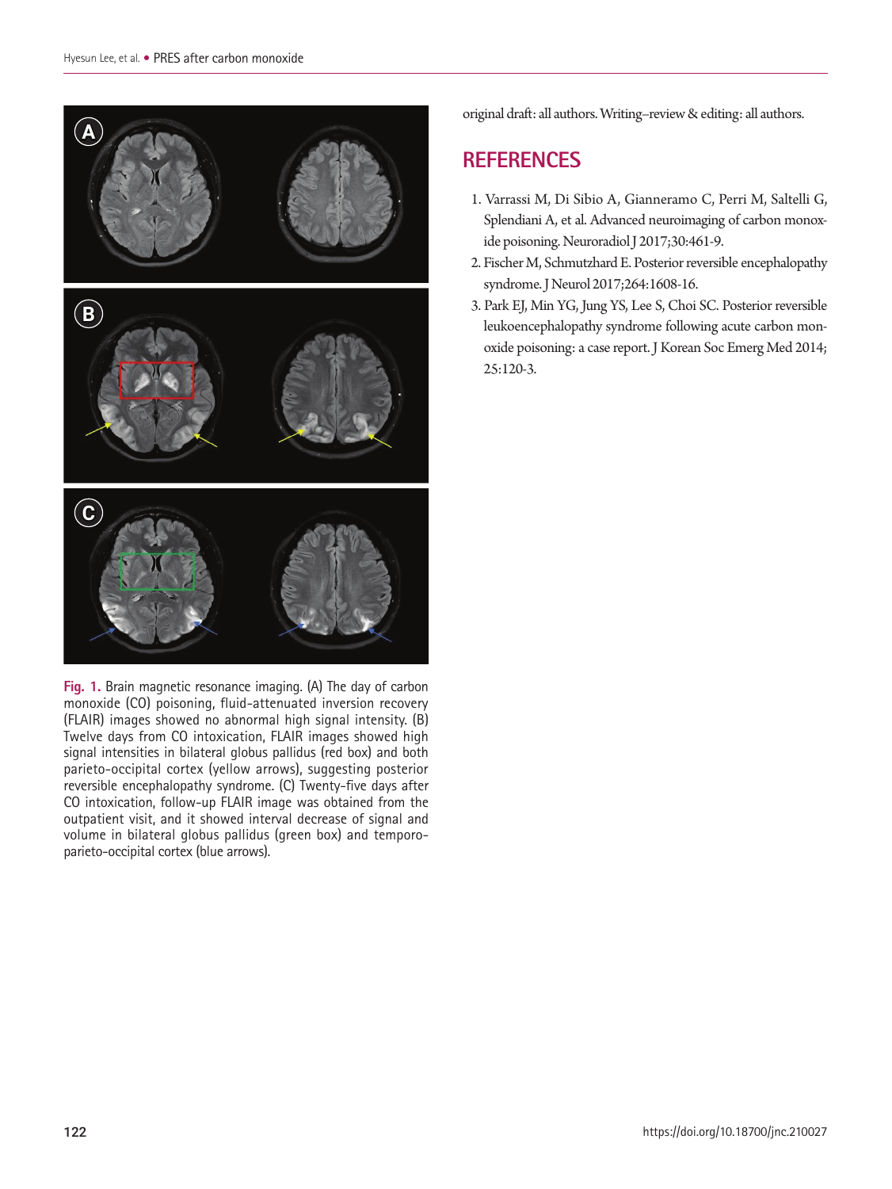Fig. 1. Brain magnetic resonance imaging. (A) The day of carbon monoxide (CO) poisoning, fluid-attenuated inversion recovery (FLAIR) images showed no abnormal high signal intensity. (B) Twelve days from CO intoxication, FLAIR images showed high signal intensities in bilateral globus pallidus (red box) and both parieto-occipital cortex (yellow arrows), suggesting posterior reversible encephalopathy syndrome. (C) Twenty-five days after CO intoxication, follow-up FLAIR image was obtained from the outpatient visit, and it showed interval decrease of signal and volume in bilateral globus pallidus (green box) and temporo-parieto-occipital cortex (blue arrows).

original draft: all authors. Writing–review & editing: all authors.

## REFERENCES

1. Varrassi M, Di Sibio A, Gianneramo C, Perri M, Saltelli G, Splendiani A, et al. Advanced neuroimaging of carbon monoxide poisoning. Neuroradiol J 2017;30:461-9.
2. Fischer M, Schmutzhard E. Posterior reversible encephalopathy syndrome. J Neurol 2017;264:1608-16.
3. Park EJ, Min YG, Jung YS, Lee S, Choi SC. Posterior reversible leukoencephalopathy syndrome following acute carbon monoxide poisoning: a case report. J Korean Soc Emerg Med 2014;25:120-3.